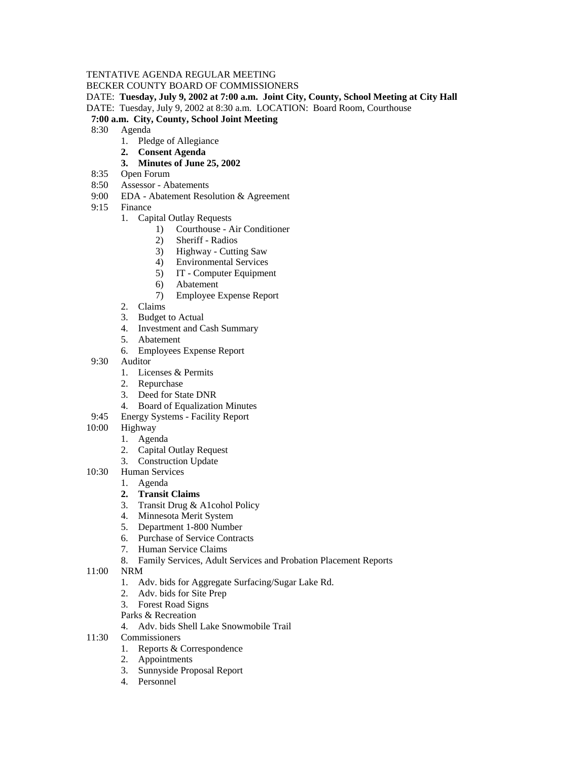TENTATIVE AGENDA REGULAR MEETING

BECKER COUNTY BOARD OF COMMISSIONERS

DATE: **Tuesday, July 9, 2002 at 7:00 a.m. Joint City, County, School Meeting at City Hall**

DATE: Tuesday, July 9, 2002 at 8:30 a.m. LOCATION: Board Room, Courthouse

**7:00 a.m. City, County, School Joint Meeting**

8:30 Agenda

1. Pledge of Allegiance
2. **Consent Agenda**
3. **Minutes of June 25, 2002**

8:35 Open Forum

8:50 Assessor - Abatements

9:00 EDA - Abatement Resolution & Agreement

9:15 Finance

1. Capital Outlay Requests
    1) Courthouse - Air Conditioner
    2) Sheriff - Radios
    3) Highway - Cutting Saw
    4) Environmental Services
    5) IT - Computer Equipment
    6) Abatement
    7) Employee Expense Report
2. Claims
3. Budget to Actual
4. Investment and Cash Summary
5. Abatement
6. Employees Expense Report

9:30 Auditor

1. Licenses & Permits
2. Repurchase
3. Deed for State DNR
4. Board of Equalization Minutes

9:45 Energy Systems - Facility Report

10:00 Highway

1. Agenda
2. Capital Outlay Request
3. Construction Update

10:30 Human Services

1. Agenda
2. **Transit Claims**
3. Transit Drug & A1cohol Policy
4. Minnesota Merit System
5. Department 1-800 Number
6. Purchase of Service Contracts
7. Human Service Claims
8. Family Services, Adult Services and Probation Placement Reports

11:00 NRM

1. Adv. bids for Aggregate Surfacing/Sugar Lake Rd.
2. Adv. bids for Site Prep
3. Forest Road Signs

Parks & Recreation

4. Adv. bids Shell Lake Snowmobile Trail

11:30 Commissioners

1. Reports & Correspondence
2. Appointments
3. Sunnyside Proposal Report
4. Personnel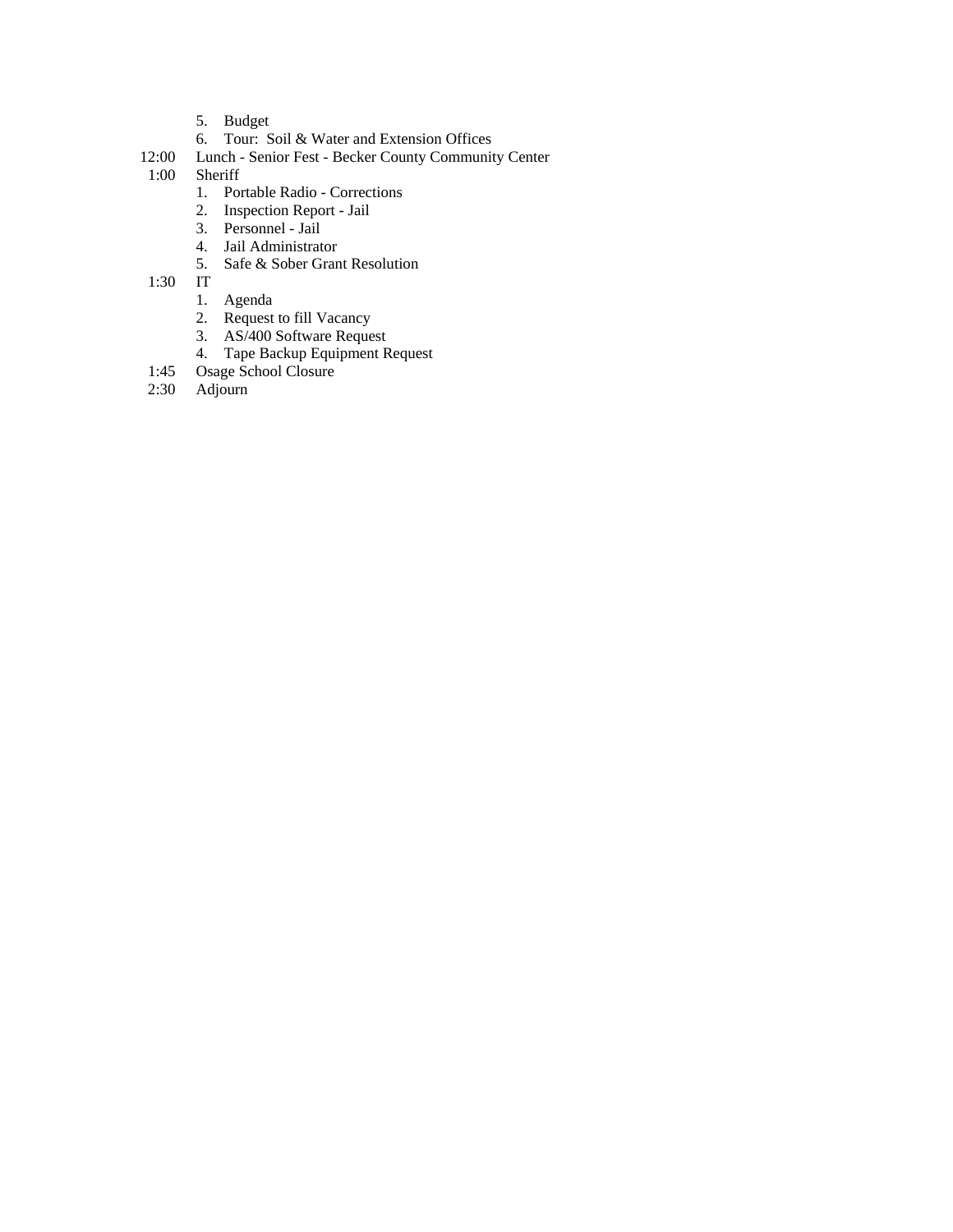5. Budget
6. Tour: Soil & Water and Extension Offices

12:00 Lunch - Senior Fest - Becker County Community Center

1:00 Sheriff

1. Portable Radio - Corrections
2. Inspection Report - Jail
3. Personnel - Jail
4. Jail Administrator
5. Safe & Sober Grant Resolution

1:30 IT

1. Agenda
2. Request to fill Vacancy
3. AS/400 Software Request
4. Tape Backup Equipment Request

1:45 Osage School Closure

2:30 Adjourn